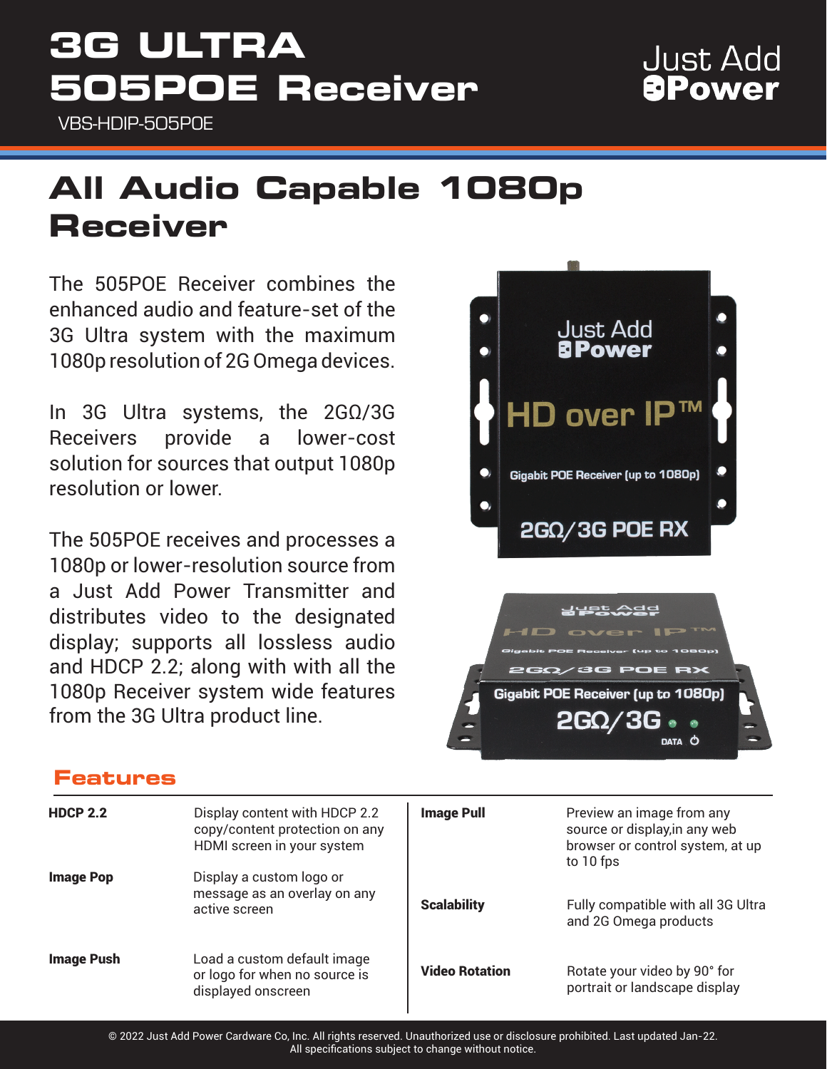# 3G ULTRA 505POE Receiver

VBS-HDIP-505POE

Just Add Power

## All Audio Capable 1080p Receiver

The 505POE Receiver combines the enhanced audio and feature-set of the 3G Ultra system with the maximum 1080p resolution of 2G Omega devices.

In 3G Ultra systems, the 2GΩ/3G Receivers provide a lower-cost solution for sources that output 1080p resolution or lower.

The 505POE receives and processes a 1080p or lower-resolution source from a Just Add Power Transmitter and distributes video to the designated display; supports all lossless audio and HDCP 2.2; along with with all the 1080p Receiver system wide features from the 3G Ultra product line.

## Features

| | | | |
|---|---|---|---|
| **HDCP 2.2** | Display content with HDCP 2.2 copy/content protection on any HDMI screen in your system | **Image Pull** | Preview an image from any source or display,in any web browser or control system, at up to 10 fps |
| **Image Pop** | Display a custom logo or message as an overlay on any active screen | **Scalability** | Fully compatible with all 3G Ultra and 2G Omega products |
| **Image Push** | Load a custom default image or logo for when no source is displayed onscreen | **Video Rotation** | Rotate your video by 90° for portrait or landscape display |

© 2022 Just Add Power Cardware Co, Inc. All rights reserved. Unauthorized use or disclosure prohibited. Last updated Jan-22.
All specifications subject to change without notice.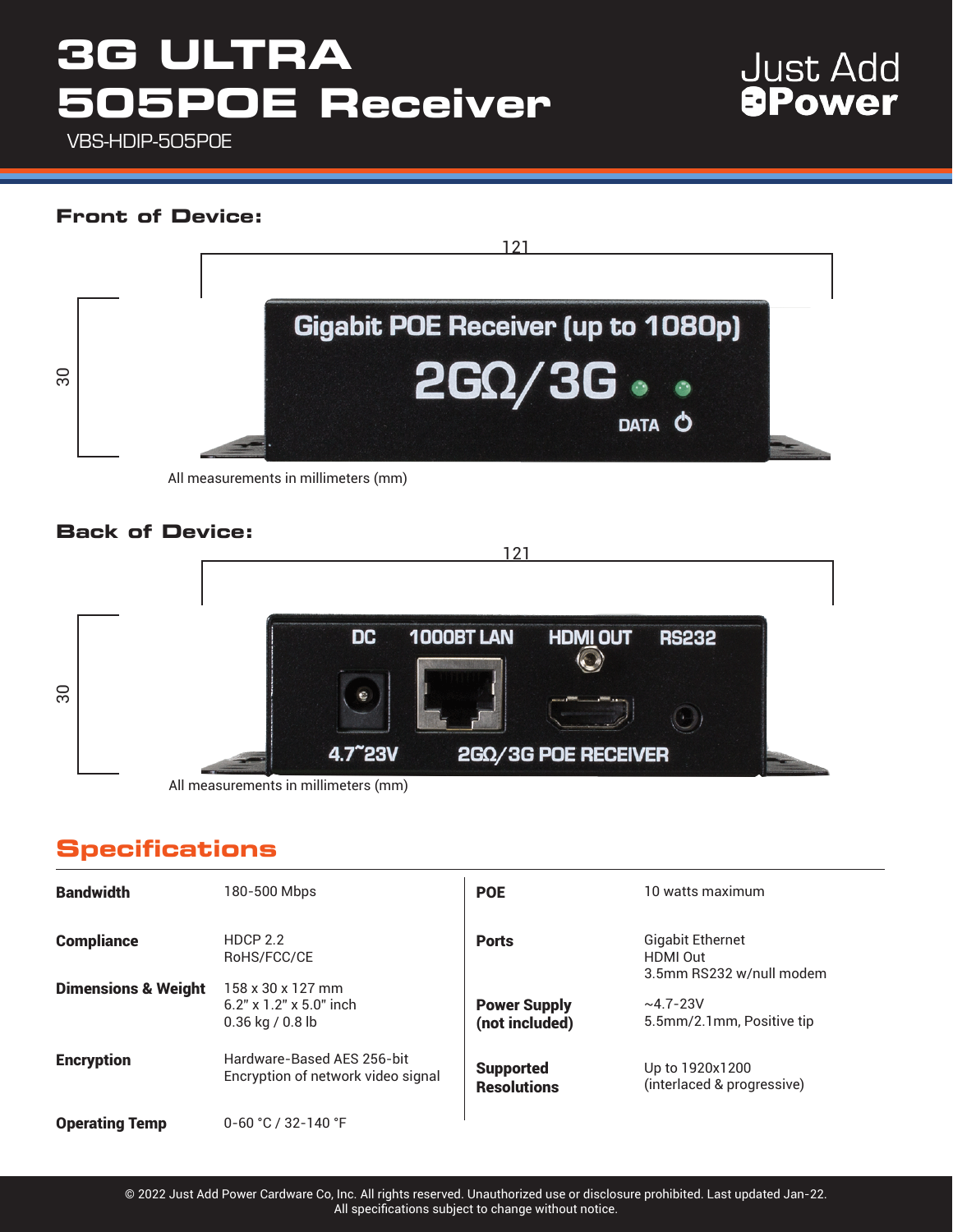# 3G ULTRA 505POE Receiver

VBS-HDIP-505POE

Just Add Power

### Front of Device:

121

30

Gigabit POE Receiver (up to 1080p)

2GΩ/3G

DATA

All measurements in millimeters (mm)

### Back of Device:

121

30

DC 1000BT LAN HDMI OUT RS232

4.7~23V 2GΩ/3G POE RECEIVER

All measurements in millimeters (mm)

## Specifications

| | |
|---|---|
| **Bandwidth** | 180-500 Mbps |
| **Compliance** | HDCP 2.2<br>RoHS/FCC/CE |
| **Dimensions & Weight** | 158 x 30 x 127 mm<br>6.2" x 1.2" x 5.0" inch<br>0.36 kg / 0.8 lb |
| **Encryption** | Hardware-Based AES 256-bit Encryption of network video signal |
| **Operating Temp** | 0-60 °C / 32-140 °F |
| **POE** | 10 watts maximum |
| **Ports** | Gigabit Ethernet<br>HDMI Out<br>3.5mm RS232 w/null modem |
| **Power Supply (not included)** | ~4.7-23V<br>5.5mm/2.1mm, Positive tip |
| **Supported Resolutions** | Up to 1920x1200<br>(interlaced & progressive) |

© 2022 Just Add Power Cardware Co, Inc. All rights reserved. Unauthorized use or disclosure prohibited. Last updated Jan-22.
All specifications subject to change without notice.